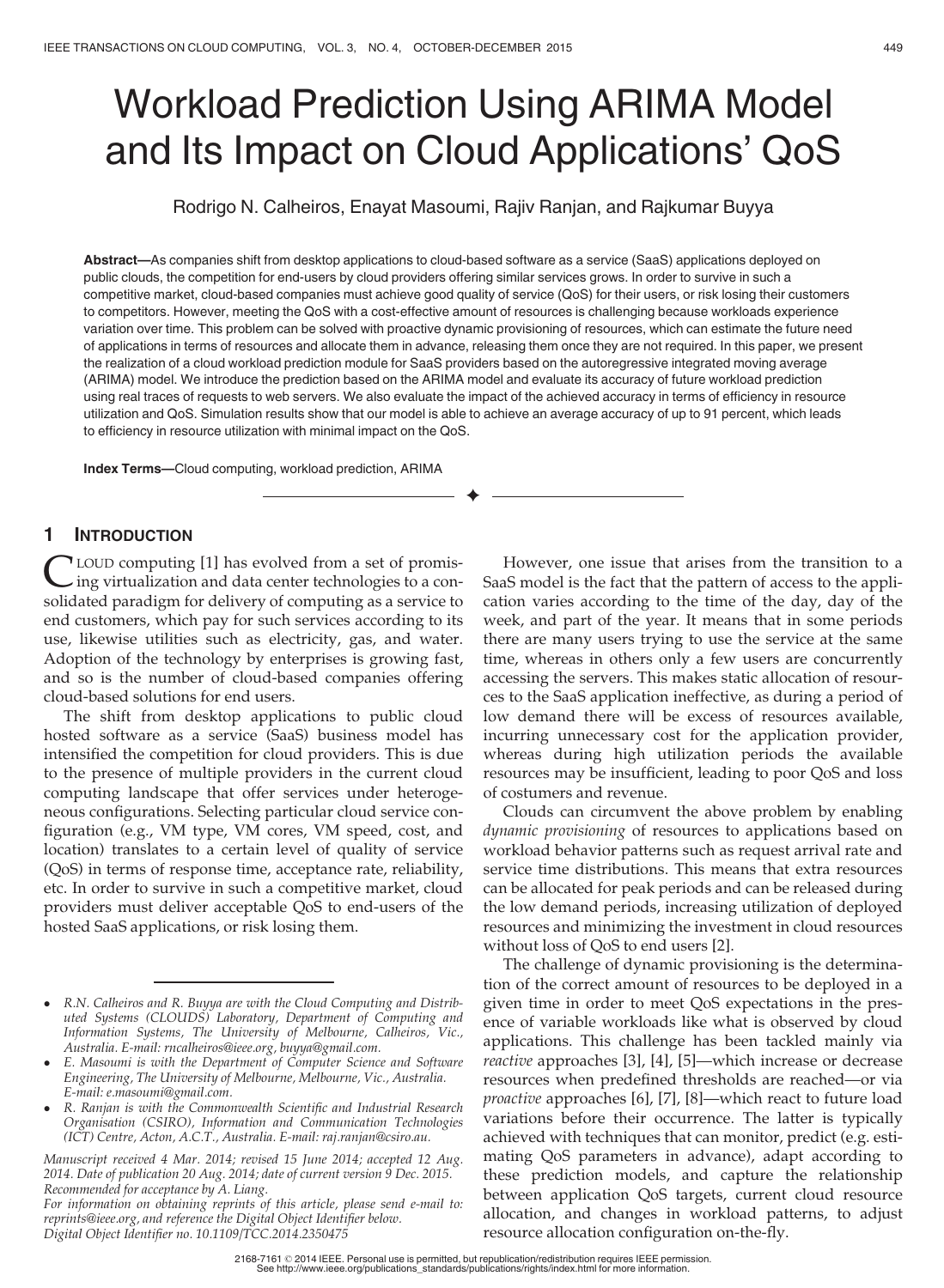# Workload Prediction Using ARIMA Model and Its Impact on Cloud Applications' QoS

Rodrigo N. Calheiros, Enayat Masoumi, Rajiv Ranjan, and Rajkumar Buyya

**Abstract**—As companies shift from desktop applications to cloud-based software as a service (SaaS) applications deployed on public clouds, the competition for end-users by cloud providers offering similar services grows. In order to survive in such a competitive market, cloud-based companies must achieve good quality of service (QoS) for their users, or risk losing their customers to competitors. However, meeting the QoS with a cost-effective amount of resources is challenging because workloads experience variation over time. This problem can be solved with proactive dynamic provisioning of resources, which can estimate the future need of applications in terms of resources and allocate them in advance, releasing them once they are not required. In this paper, we present the realization of a cloud workload prediction module for SaaS providers based on the autoregressive integrated moving average (ARIMA) model. We introduce the prediction based on the ARIMA model and evaluate its accuracy of future workload prediction using real traces of requests to web servers. We also evaluate the impact of the achieved accuracy in terms of efficiency in resource utilization and QoS. Simulation results show that our model is able to achieve an average accuracy of up to 91 percent, which leads to efficiency in resource utilization with minimal impact on the QoS.

**Index Terms**—Cloud computing, workload prediction, ARIMA

## 1 Introduction

Cloud computing [1] has evolved from a set of promising virtualization and data center technologies to a consolidated paradigm for delivery of computing as a service to end customers, which pay for such services according to its use, likewise utilities such as electricity, gas, and water. Adoption of the technology by enterprises is growing fast, and so is the number of cloud-based companies offering cloud-based solutions for end users.

The shift from desktop applications to public cloud hosted software as a service (SaaS) business model has intensified the competition for cloud providers. This is due to the presence of multiple providers in the current cloud computing landscape that offer services under heterogeneous configurations. Selecting particular cloud service configuration (e.g., VM type, VM cores, VM speed, cost, and location) translates to a certain level of quality of service (QoS) in terms of response time, acceptance rate, reliability, etc. In order to survive in such a competitive market, cloud providers must deliver acceptable QoS to end-users of the hosted SaaS applications, or risk losing them.

However, one issue that arises from the transition to a SaaS model is the fact that the pattern of access to the application varies according to the time of the day, day of the week, and part of the year. It means that in some periods there are many users trying to use the service at the same time, whereas in others only a few users are concurrently accessing the servers. This makes static allocation of resources to the SaaS application ineffective, as during a period of low demand there will be excess of resources available, incurring unnecessary cost for the application provider, whereas during high utilization periods the available resources may be insufficient, leading to poor QoS and loss of costumers and revenue.

Clouds can circumvent the above problem by enabling *dynamic provisioning* of resources to applications based on workload behavior patterns such as request arrival rate and service time distributions. This means that extra resources can be allocated for peak periods and can be released during the low demand periods, increasing utilization of deployed resources and minimizing the investment in cloud resources without loss of QoS to end users [2].

The challenge of dynamic provisioning is the determination of the correct amount of resources to be deployed in a given time in order to meet QoS expectations in the presence of variable workloads like what is observed by cloud applications. This challenge has been tackled mainly via *reactive* approaches [3], [4], [5]—which increase or decrease resources when predefined thresholds are reached—or via *proactive* approaches [6], [7], [8]—which react to future load variations before their occurrence. The latter is typically achieved with techniques that can monitor, predict (e.g. estimating QoS parameters in advance), adapt according to these prediction models, and capture the relationship between application QoS targets, current cloud resource allocation, and changes in workload patterns, to adjust resource allocation configuration on-the-fly.

- *R.N. Calheiros and R. Buyya are with the Cloud Computing and Distributed Systems (CLOUDS) Laboratory, Department of Computing and Information Systems, The University of Melbourne, Calheiros, Vic., Australia. E-mail: rncalheiros@ieee.org, buyya@gmail.com.*
- *E. Masoumi is with the Department of Computer Science and Software Engineering, The University of Melbourne, Melbourne, Vic., Australia. E-mail: e.masoumi@gmail.com.*
- *R. Ranjan is with the Commonwealth Scientific and Industrial Research Organisation (CSIRO), Information and Communication Technologies (ICT) Centre, Acton, A.C.T., Australia. E-mail: raj.ranjan@csiro.au.*

*Manuscript received 4 Mar. 2014; revised 15 June 2014; accepted 12 Aug. 2014. Date of publication 20 Aug. 2014; date of current version 9 Dec. 2015. Recommended for acceptance by A. Liang.*
*For information on obtaining reprints of this article, please send e-mail to: reprints@ieee.org, and reference the Digital Object Identifier below.*
*Digital Object Identifier no. 10.1109/TCC.2014.2350475*

2168-7161 © 2014 IEEE. Personal use is permitted, but republication/redistribution requires IEEE permission. See http://www.ieee.org/publications_standards/publications/rights/index.html for more information.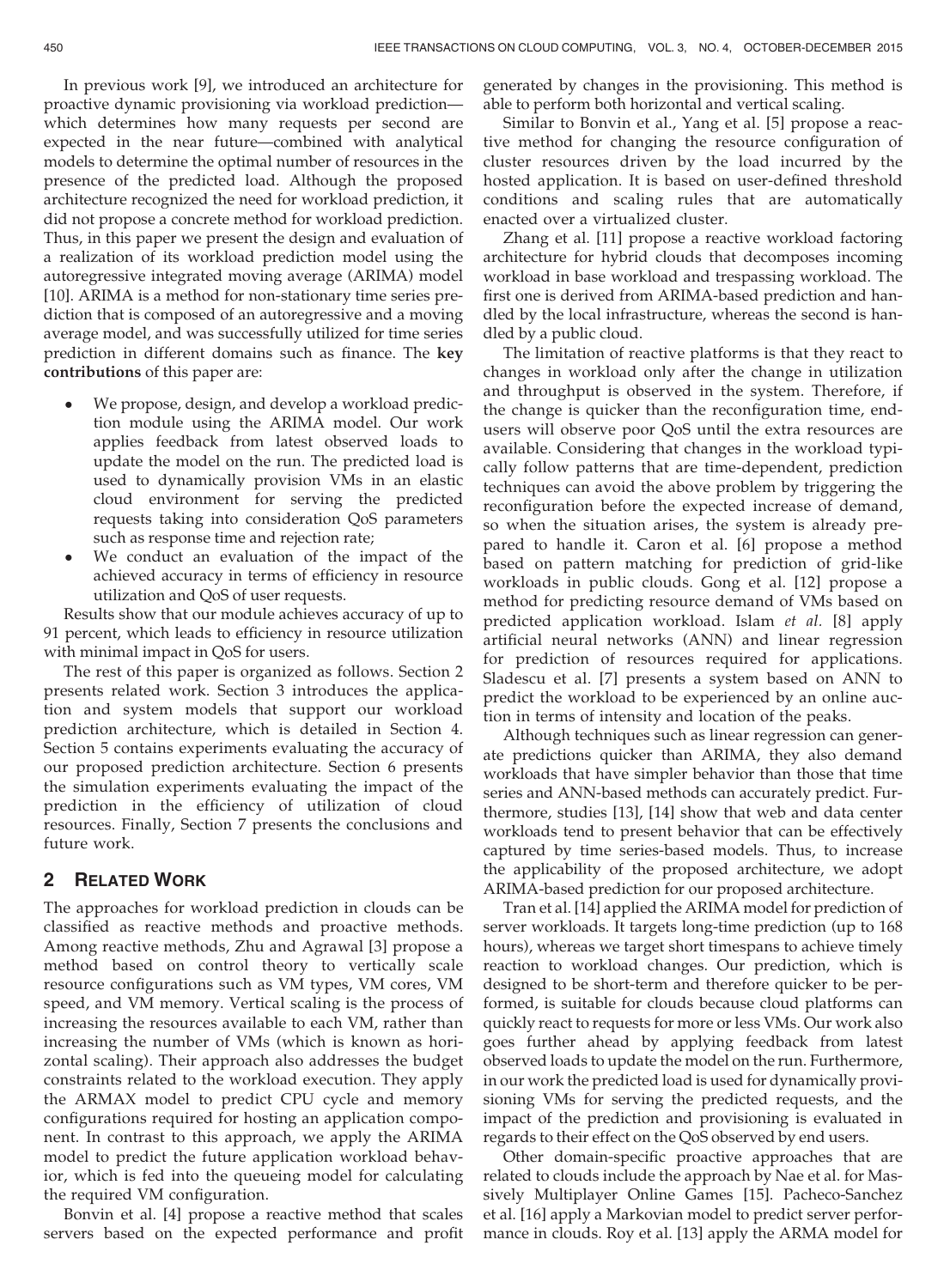In previous work [9], we introduced an architecture for proactive dynamic provisioning via workload prediction—which determines how many requests per second are expected in the near future—combined with analytical models to determine the optimal number of resources in the presence of the predicted load. Although the proposed architecture recognized the need for workload prediction, it did not propose a concrete method for workload prediction. Thus, in this paper we present the design and evaluation of a realization of its workload prediction model using the autoregressive integrated moving average (ARIMA) model [10]. ARIMA is a method for non-stationary time series prediction that is composed of an autoregressive and a moving average model, and was successfully utilized for time series prediction in different domains such as finance. The **key contributions** of this paper are:

- We propose, design, and develop a workload prediction module using the ARIMA model. Our work applies feedback from latest observed loads to update the model on the run. The predicted load is used to dynamically provision VMs in an elastic cloud environment for serving the predicted requests taking into consideration QoS parameters such as response time and rejection rate;
- We conduct an evaluation of the impact of the achieved accuracy in terms of efficiency in resource utilization and QoS of user requests.

Results show that our module achieves accuracy of up to 91 percent, which leads to efficiency in resource utilization with minimal impact in QoS for users.

The rest of this paper is organized as follows. Section 2 presents related work. Section 3 introduces the application and system models that support our workload prediction architecture, which is detailed in Section 4. Section 5 contains experiments evaluating the accuracy of our proposed prediction architecture. Section 6 presents the simulation experiments evaluating the impact of the prediction in the efficiency of utilization of cloud resources. Finally, Section 7 presents the conclusions and future work.

## 2 Related Work

The approaches for workload prediction in clouds can be classified as reactive methods and proactive methods. Among reactive methods, Zhu and Agrawal [3] propose a method based on control theory to vertically scale resource configurations such as VM types, VM cores, VM speed, and VM memory. Vertical scaling is the process of increasing the resources available to each VM, rather than increasing the number of VMs (which is known as horizontal scaling). Their approach also addresses the budget constraints related to the workload execution. They apply the ARMAX model to predict CPU cycle and memory configurations required for hosting an application component. In contrast to this approach, we apply the ARIMA model to predict the future application workload behavior, which is fed into the queueing model for calculating the required VM configuration.

Bonvin et al. [4] propose a reactive method that scales servers based on the expected performance and profit generated by changes in the provisioning. This method is able to perform both horizontal and vertical scaling.

Similar to Bonvin et al., Yang et al. [5] propose a reactive method for changing the resource configuration of cluster resources driven by the load incurred by the hosted application. It is based on user-defined threshold conditions and scaling rules that are automatically enacted over a virtualized cluster.

Zhang et al. [11] propose a reactive workload factoring architecture for hybrid clouds that decomposes incoming workload in base workload and trespassing workload. The first one is derived from ARIMA-based prediction and handled by the local infrastructure, whereas the second is handled by a public cloud.

The limitation of reactive platforms is that they react to changes in workload only after the change in utilization and throughput is observed in the system. Therefore, if the change is quicker than the reconfiguration time, end-users will observe poor QoS until the extra resources are available. Considering that changes in the workload typically follow patterns that are time-dependent, prediction techniques can avoid the above problem by triggering the reconfiguration before the expected increase of demand, so when the situation arises, the system is already prepared to handle it. Caron et al. [6] propose a method based on pattern matching for prediction of grid-like workloads in public clouds. Gong et al. [12] propose a method for predicting resource demand of VMs based on predicted application workload. Islam *et al.* [8] apply artificial neural networks (ANN) and linear regression for prediction of resources required for applications. Sladescu et al. [7] presents a system based on ANN to predict the workload to be experienced by an online auction in terms of intensity and location of the peaks.

Although techniques such as linear regression can generate predictions quicker than ARIMA, they also demand workloads that have simpler behavior than those that time series and ANN-based methods can accurately predict. Furthermore, studies [13], [14] show that web and data center workloads tend to present behavior that can be effectively captured by time series-based models. Thus, to increase the applicability of the proposed architecture, we adopt ARIMA-based prediction for our proposed architecture.

Tran et al. [14] applied the ARIMA model for prediction of server workloads. It targets long-time prediction (up to 168 hours), whereas we target short timespans to achieve timely reaction to workload changes. Our prediction, which is designed to be short-term and therefore quicker to be performed, is suitable for clouds because cloud platforms can quickly react to requests for more or less VMs. Our work also goes further ahead by applying feedback from latest observed loads to update the model on the run. Furthermore, in our work the predicted load is used for dynamically provisioning VMs for serving the predicted requests, and the impact of the prediction and provisioning is evaluated in regards to their effect on the QoS observed by end users.

Other domain-specific proactive approaches that are related to clouds include the approach by Nae et al. for Massively Multiplayer Online Games [15]. Pacheco-Sanchez et al. [16] apply a Markovian model to predict server performance in clouds. Roy et al. [13] apply the ARMA model for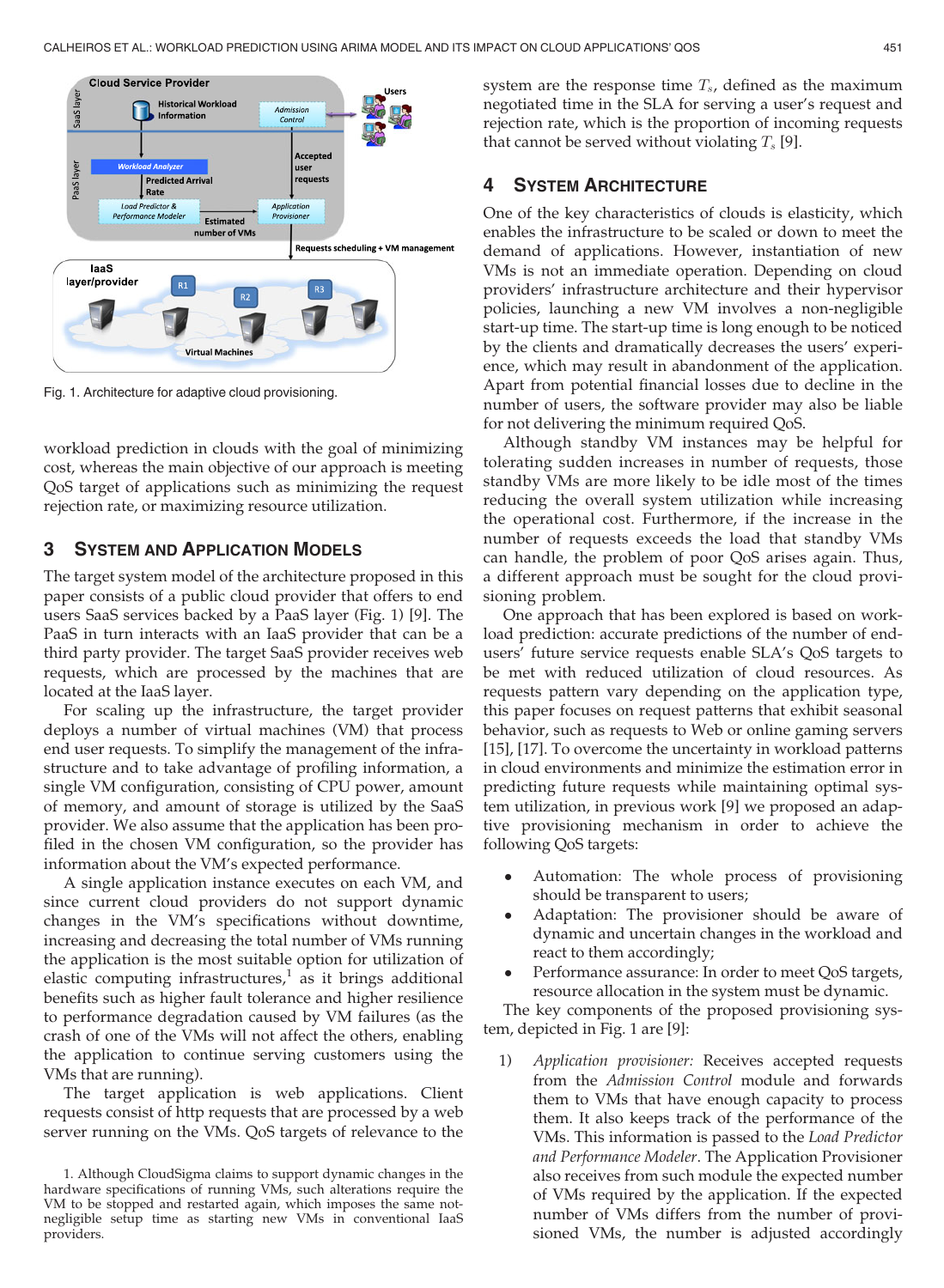Fig. 1. Architecture for adaptive cloud provisioning.

workload prediction in clouds with the goal of minimizing cost, whereas the main objective of our approach is meeting QoS target of applications such as minimizing the request rejection rate, or maximizing resource utilization.

## 3 System and Application Models

The target system model of the architecture proposed in this paper consists of a public cloud provider that offers to end users SaaS services backed by a PaaS layer (Fig. 1) [9]. The PaaS in turn interacts with an IaaS provider that can be a third party provider. The target SaaS provider receives web requests, which are processed by the machines that are located at the IaaS layer.

For scaling up the infrastructure, the target provider deploys a number of virtual machines (VM) that process end user requests. To simplify the management of the infrastructure and to take advantage of profiling information, a single VM configuration, consisting of CPU power, amount of memory, and amount of storage is utilized by the SaaS provider. We also assume that the application has been profiled in the chosen VM configuration, so the provider has information about the VM's expected performance.

A single application instance executes on each VM, and since current cloud providers do not support dynamic changes in the VM's specifications without downtime, increasing and decreasing the total number of VMs running the application is the most suitable option for utilization of elastic computing infrastructures,[1] as it brings additional benefits such as higher fault tolerance and higher resilience to performance degradation caused by VM failures (as the crash of one of the VMs will not affect the others, enabling the application to continue serving customers using the VMs that are running).

The target application is web applications. Client requests consist of http requests that are processed by a web server running on the VMs. QoS targets of relevance to the system are the response time $T_s$, defined as the maximum negotiated time in the SLA for serving a user's request and rejection rate, which is the proportion of incoming requests that cannot be served without violating $T_s$ [9].

## 4 System Architecture

One of the key characteristics of clouds is elasticity, which enables the infrastructure to be scaled or down to meet the demand of applications. However, instantiation of new VMs is not an immediate operation. Depending on cloud providers' infrastructure architecture and their hypervisor policies, launching a new VM involves a non-negligible start-up time. The start-up time is long enough to be noticed by the clients and dramatically decreases the users' experience, which may result in abandonment of the application. Apart from potential financial losses due to decline in the number of users, the software provider may also be liable for not delivering the minimum required QoS.

Although standby VM instances may be helpful for tolerating sudden increases in number of requests, those standby VMs are more likely to be idle most of the times reducing the overall system utilization while increasing the operational cost. Furthermore, if the increase in the number of requests exceeds the load that standby VMs can handle, the problem of poor QoS arises again. Thus, a different approach must be sought for the cloud provisioning problem.

One approach that has been explored is based on workload prediction: accurate predictions of the number of end-users' future service requests enable SLA's QoS targets to be met with reduced utilization of cloud resources. As requests pattern vary depending on the application type, this paper focuses on request patterns that exhibit seasonal behavior, such as requests to Web or online gaming servers [15], [17]. To overcome the uncertainty in workload patterns in cloud environments and minimize the estimation error in predicting future requests while maintaining optimal system utilization, in previous work [9] we proposed an adaptive provisioning mechanism in order to achieve the following QoS targets:

- Automation: The whole process of provisioning should be transparent to users;
- Adaptation: The provisioner should be aware of dynamic and uncertain changes in the workload and react to them accordingly;
- Performance assurance: In order to meet QoS targets, resource allocation in the system must be dynamic.

The key components of the proposed provisioning system, depicted in Fig. 1 are [9]:

1) *Application provisioner:* Receives accepted requests from the *Admission Control* module and forwards them to VMs that have enough capacity to process them. It also keeps track of the performance of the VMs. This information is passed to the *Load Predictor and Performance Modeler*. The Application Provisioner also receives from such module the expected number of VMs required by the application. If the expected number of VMs differs from the number of provisioned VMs, the number is adjusted accordingly

1. Although CloudSigma claims to support dynamic changes in the hardware specifications of running VMs, such alterations require the VM to be stopped and restarted again, which imposes the same not-negligible setup time as starting new VMs in conventional IaaS providers.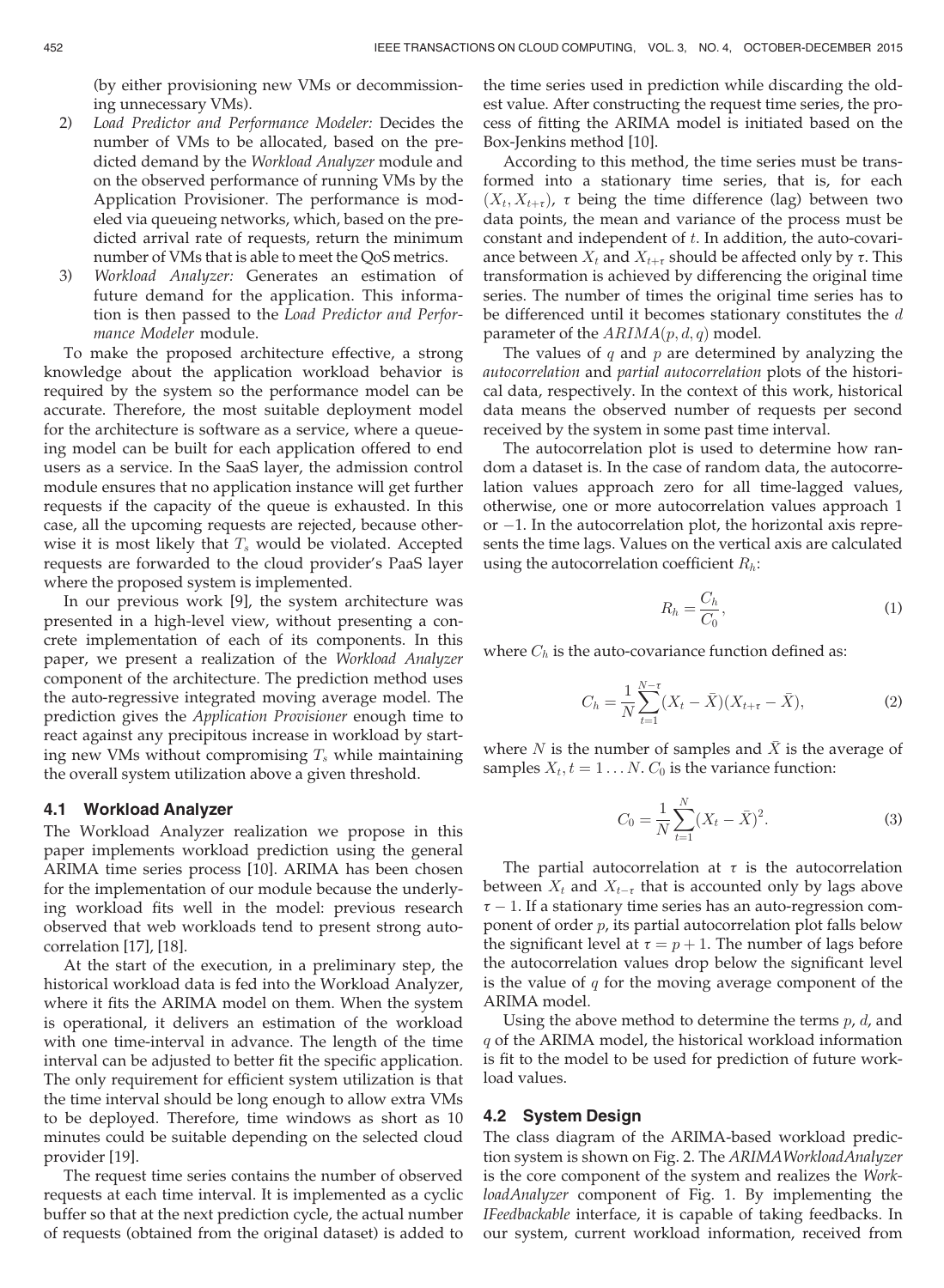(by either provisioning new VMs or decommissioning unnecessary VMs).

2) *Load Predictor and Performance Modeler:* Decides the number of VMs to be allocated, based on the predicted demand by the *Workload Analyzer* module and on the observed performance of running VMs by the Application Provisioner. The performance is modeled via queueing networks, which, based on the predicted arrival rate of requests, return the minimum number of VMs that is able to meet the QoS metrics.
3) *Workload Analyzer:* Generates an estimation of future demand for the application. This information is then passed to the *Load Predictor and Performance Modeler* module.

To make the proposed architecture effective, a strong knowledge about the application workload behavior is required by the system so the performance model can be accurate. Therefore, the most suitable deployment model for the architecture is software as a service, where a queueing model can be built for each application offered to end users as a service. In the SaaS layer, the admission control module ensures that no application instance will get further requests if the capacity of the queue is exhausted. In this case, all the upcoming requests are rejected, because otherwise it is most likely that $T_s$ would be violated. Accepted requests are forwarded to the cloud provider's PaaS layer where the proposed system is implemented.

In our previous work [9], the system architecture was presented in a high-level view, without presenting a concrete implementation of each of its components. In this paper, we present a realization of the *Workload Analyzer* component of the architecture. The prediction method uses the auto-regressive integrated moving average model. The prediction gives the *Application Provisioner* enough time to react against any precipitous increase in workload by starting new VMs without compromising $T_s$ while maintaining the overall system utilization above a given threshold.

### 4.1 Workload Analyzer

The Workload Analyzer realization we propose in this paper implements workload prediction using the general ARIMA time series process [10]. ARIMA has been chosen for the implementation of our module because the underlying workload fits well in the model: previous research observed that web workloads tend to present strong autocorrelation [17], [18].

At the start of the execution, in a preliminary step, the historical workload data is fed into the Workload Analyzer, where it fits the ARIMA model on them. When the system is operational, it delivers an estimation of the workload with one time-interval in advance. The length of the time interval can be adjusted to better fit the specific application. The only requirement for efficient system utilization is that the time interval should be long enough to allow extra VMs to be deployed. Therefore, time windows as short as 10 minutes could be suitable depending on the selected cloud provider [19].

The request time series contains the number of observed requests at each time interval. It is implemented as a cyclic buffer so that at the next prediction cycle, the actual number of requests (obtained from the original dataset) is added to the time series used in prediction while discarding the oldest value. After constructing the request time series, the process of fitting the ARIMA model is initiated based on the Box-Jenkins method [10].

According to this method, the time series must be transformed into a stationary time series, that is, for each $(X_t, X_{t+\tau})$, $\tau$ being the time difference (lag) between two data points, the mean and variance of the process must be constant and independent of $t$. In addition, the auto-covariance between $X_t$ and $X_{t+\tau}$ should be affected only by $\tau$. This transformation is achieved by differencing the original time series. The number of times the original time series has to be differenced until it becomes stationary constitutes the $d$ parameter of the $ARIMA(p, d, q)$ model.

The values of $q$ and $p$ are determined by analyzing the *autocorrelation* and *partial autocorrelation* plots of the historical data, respectively. In the context of this work, historical data means the observed number of requests per second received by the system in some past time interval.

The autocorrelation plot is used to determine how random a dataset is. In the case of random data, the autocorrelation values approach zero for all time-lagged values, otherwise, one or more autocorrelation values approach 1 or −1. In the autocorrelation plot, the horizontal axis represents the time lags. Values on the vertical axis are calculated using the autocorrelation coefficient $R_h$:

$$R_h = \frac{C_h}{C_0}, \tag{1}$$

where $C_h$ is the auto-covariance function defined as:

$$C_h = \frac{1}{N} \sum_{t=1}^{N-\tau} (X_t - \bar{X})(X_{t+\tau} - \bar{X}), \tag{2}$$

where $N$ is the number of samples and $\bar{X}$ is the average of samples $X_t, t = 1 \ldots N$. $C_0$ is the variance function:

$$C_0 = \frac{1}{N} \sum_{t=1}^{N} (X_t - \bar{X})^2. \tag{3}$$

The partial autocorrelation at $\tau$ is the autocorrelation between $X_t$ and $X_{t-\tau}$ that is accounted only by lags above $\tau - 1$. If a stationary time series has an auto-regression component of order $p$, its partial autocorrelation plot falls below the significant level at $\tau = p + 1$. The number of lags before the autocorrelation values drop below the significant level is the value of $q$ for the moving average component of the ARIMA model.

Using the above method to determine the terms $p$, $d$, and $q$ of the ARIMA model, the historical workload information is fit to the model to be used for prediction of future workload values.

### 4.2 System Design

The class diagram of the ARIMA-based workload prediction system is shown on Fig. 2. The *ARIMAWorkloadAnalyzer* is the core component of the system and realizes the *WorkloadAnalyzer* component of Fig. 1. By implementing the *IFeedbackable* interface, it is capable of taking feedbacks. In our system, current workload information, received from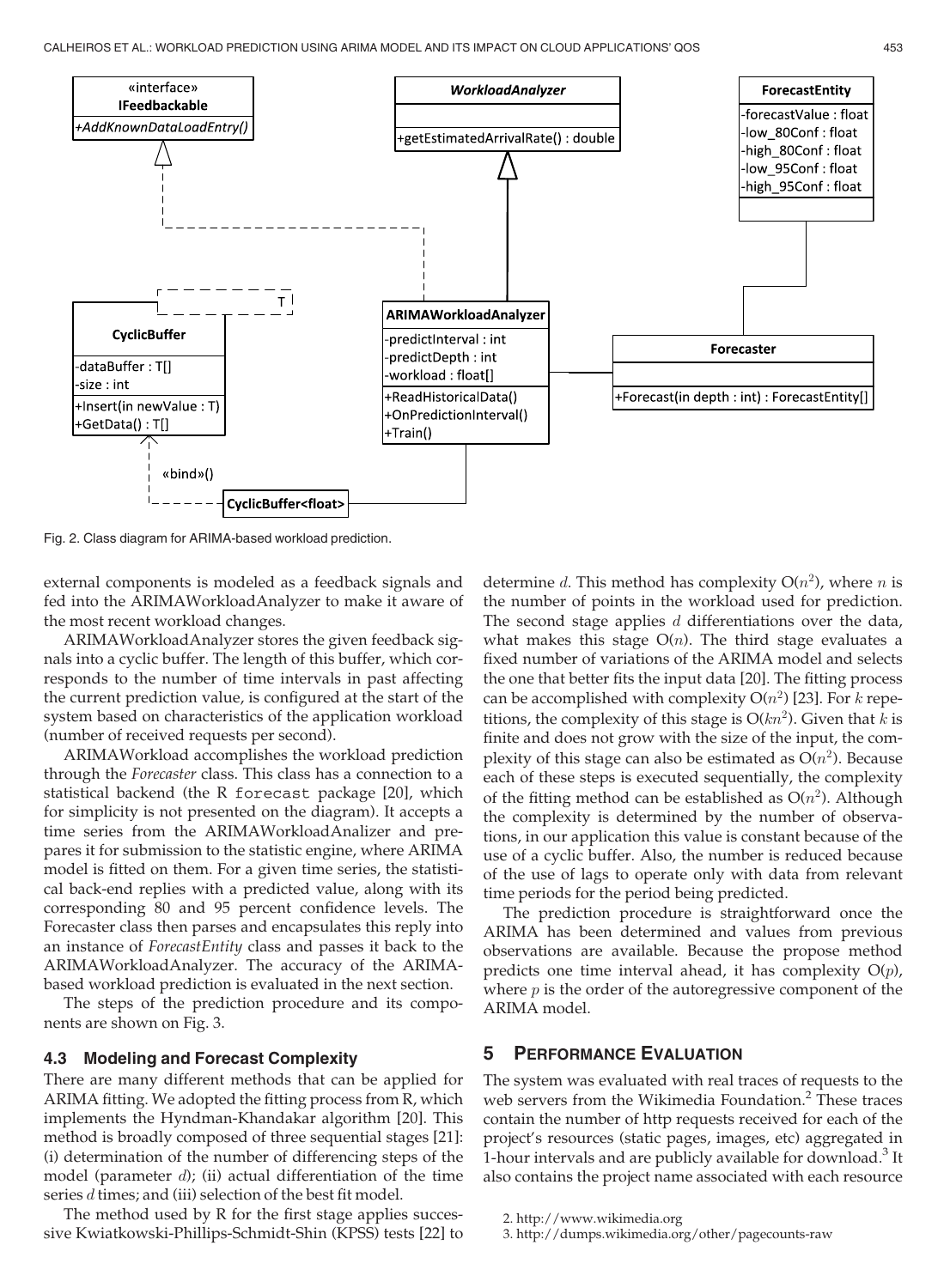Fig. 2. Class diagram for ARIMA-based workload prediction.

external components is modeled as a feedback signals and fed into the ARIMAWorkloadAnalyzer to make it aware of the most recent workload changes.

ARIMAWorkloadAnalyzer stores the given feedback signals into a cyclic buffer. The length of this buffer, which corresponds to the number of time intervals in past affecting the current prediction value, is configured at the start of the system based on characteristics of the application workload (number of received requests per second).

ARIMAWorkload accomplishes the workload prediction through the *Forecaster* class. This class has a connection to a statistical backend (the R `forecast` package [20], which for simplicity is not presented on the diagram). It accepts a time series from the ARIMAWorkloadAnalizer and prepares it for submission to the statistic engine, where ARIMA model is fitted on them. For a given time series, the statistical back-end replies with a predicted value, along with its corresponding 80 and 95 percent confidence levels. The Forecaster class then parses and encapsulates this reply into an instance of *ForecastEntity* class and passes it back to the ARIMAWorkloadAnalyzer. The accuracy of the ARIMA-based workload prediction is evaluated in the next section.

The steps of the prediction procedure and its components are shown on Fig. 3.

### 4.3 Modeling and Forecast Complexity

There are many different methods that can be applied for ARIMA fitting. We adopted the fitting process from R, which implements the Hyndman-Khandakar algorithm [20]. This method is broadly composed of three sequential stages [21]: (i) determination of the number of differencing steps of the model (parameter $d$); (ii) actual differentiation of the time series $d$ times; and (iii) selection of the best fit model.

The method used by R for the first stage applies successive Kwiatkowski-Phillips-Schmidt-Shin (KPSS) tests [22] to determine $d$. This method has complexity $O(n^2)$, where $n$ is the number of points in the workload used for prediction. The second stage applies $d$ differentiations over the data, what makes this stage $O(n)$. The third stage evaluates a fixed number of variations of the ARIMA model and selects the one that better fits the input data [20]. The fitting process can be accomplished with complexity $O(n^2)$ [23]. For $k$ repetitions, the complexity of this stage is $O(kn^2)$. Given that $k$ is finite and does not grow with the size of the input, the complexity of this stage can also be estimated as $O(n^2)$. Because each of these steps is executed sequentially, the complexity of the fitting method can be established as $O(n^2)$. Although the complexity is determined by the number of observations, in our application this value is constant because of the use of a cyclic buffer. Also, the number is reduced because of the use of lags to operate only with data from relevant time periods for the period being predicted.

The prediction procedure is straightforward once the ARIMA has been determined and values from previous observations are available. Because the propose method predicts one time interval ahead, it has complexity $O(p)$, where $p$ is the order of the autoregressive component of the ARIMA model.

## 5 Performance Evaluation

The system was evaluated with real traces of requests to the web servers from the Wikimedia Foundation.[2] These traces contain the number of http requests received for each of the project's resources (static pages, images, etc) aggregated in 1-hour intervals and are publicly available for download.[3] It also contains the project name associated with each resource

2. http://www.wikimedia.org
3. http://dumps.wikimedia.org/other/pagecounts-raw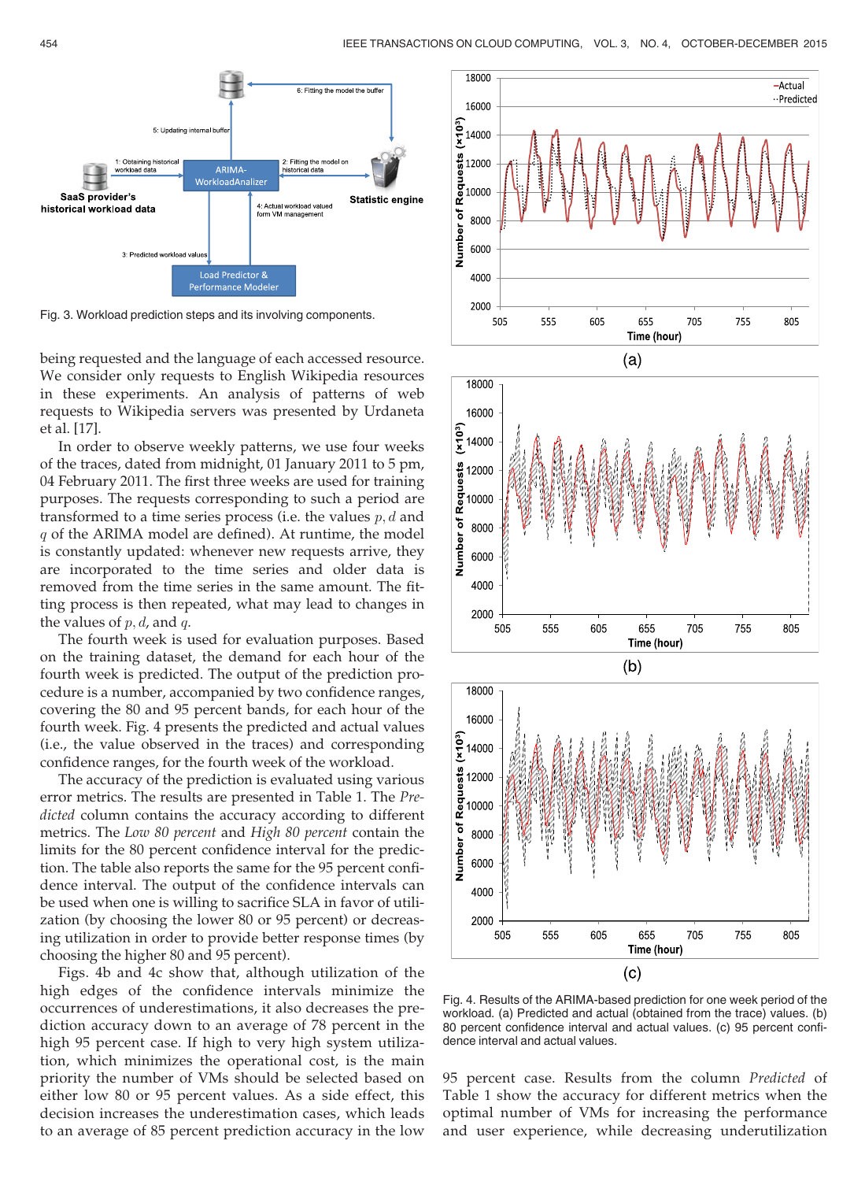Fig. 3. Workload prediction steps and its involving components.

being requested and the language of each accessed resource. We consider only requests to English Wikipedia resources in these experiments. An analysis of patterns of web requests to Wikipedia servers was presented by Urdaneta et al. [17].

In order to observe weekly patterns, we use four weeks of the traces, dated from midnight, 01 January 2011 to 5 pm, 04 February 2011. The first three weeks are used for training purposes. The requests corresponding to such a period are transformed to a time series process (i.e. the values $p, d$ and $q$ of the ARIMA model are defined). At runtime, the model is constantly updated: whenever new requests arrive, they are incorporated to the time series and older data is removed from the time series in the same amount. The fitting process is then repeated, what may lead to changes in the values of $p, d$, and $q$.

The fourth week is used for evaluation purposes. Based on the training dataset, the demand for each hour of the fourth week is predicted. The output of the prediction procedure is a number, accompanied by two confidence ranges, covering the 80 and 95 percent bands, for each hour of the fourth week. Fig. 4 presents the predicted and actual values (i.e., the value observed in the traces) and corresponding confidence ranges, for the fourth week of the workload.

The accuracy of the prediction is evaluated using various error metrics. The results are presented in Table 1. The *Predicted* column contains the accuracy according to different metrics. The *Low 80 percent* and *High 80 percent* contain the limits for the 80 percent confidence interval for the prediction. The table also reports the same for the 95 percent confidence interval. The output of the confidence intervals can be used when one is willing to sacrifice SLA in favor of utilization (by choosing the lower 80 or 95 percent) or decreasing utilization in order to provide better response times (by choosing the higher 80 and 95 percent).

Figs. 4b and 4c show that, although utilization of the high edges of the confidence intervals minimize the occurrences of underestimations, it also decreases the prediction accuracy down to an average of 78 percent in the high 95 percent case. If high to very high system utilization, which minimizes the operational cost, is the main priority the number of VMs should be selected based on either low 80 or 95 percent values. As a side effect, this decision increases the underestimation cases, which leads to an average of 85 percent prediction accuracy in the low 95 percent case. Results from the column *Predicted* of Table 1 show the accuracy for different metrics when the optimal number of VMs for increasing the performance and user experience, while decreasing underutilization

Fig. 4. Results of the ARIMA-based prediction for one week period of the workload. (a) Predicted and actual (obtained from the trace) values. (b) 80 percent confidence interval and actual values. (c) 95 percent confidence interval and actual values.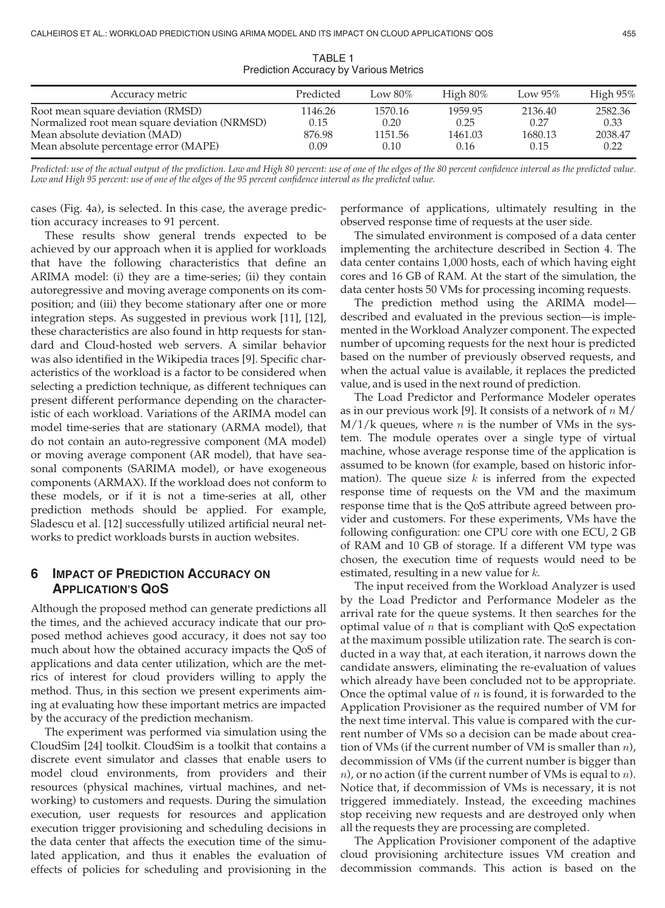TABLE 1
Prediction Accuracy by Various Metrics

| Accuracy metric | Predicted | Low 80% | High 80% | Low 95% | High 95% |
|---|---|---|---|---|---|
| Root mean square deviation (RMSD) | 1146.26 | 1570.16 | 1959.95 | 2136.40 | 2582.36 |
| Normalized root mean square deviation (NRMSD) | 0.15 | 0.20 | 0.25 | 0.27 | 0.33 |
| Mean absolute deviation (MAD) | 876.98 | 1151.56 | 1461.03 | 1680.13 | 2038.47 |
| Mean absolute percentage error (MAPE) | 0.09 | 0.10 | 0.16 | 0.15 | 0.22 |

*Predicted: use of the actual output of the prediction. Low and High 80 percent: use of one of the edges of the 80 percent confidence interval as the predicted value. Low and High 95 percent: use of one of the edges of the 95 percent confidence interval as the predicted value.*

cases (Fig. 4a), is selected. In this case, the average prediction accuracy increases to 91 percent.

These results show general trends expected to be achieved by our approach when it is applied for workloads that have the following characteristics that define an ARIMA model: (i) they are a time-series; (ii) they contain autoregressive and moving average components on its composition; and (iii) they become stationary after one or more integration steps. As suggested in previous work [11], [12], these characteristics are also found in http requests for standard and Cloud-hosted web servers. A similar behavior was also identified in the Wikipedia traces [9]. Specific characteristics of the workload is a factor to be considered when selecting a prediction technique, as different techniques can present different performance depending on the characteristic of each workload. Variations of the ARIMA model can model time-series that are stationary (ARMA model), that do not contain an auto-regressive component (MA model) or moving average component (AR model), that have seasonal components (SARIMA model), or have exogeneous components (ARMAX). If the workload does not conform to these models, or if it is not a time-series at all, other prediction methods should be applied. For example, Sladescu et al. [12] successfully utilized artificial neural networks to predict workloads bursts in auction websites.

## 6 Impact of Prediction Accuracy on Application's QoS

Although the proposed method can generate predictions all the times, and the achieved accuracy indicate that our proposed method achieves good accuracy, it does not say too much about how the obtained accuracy impacts the QoS of applications and data center utilization, which are the metrics of interest for cloud providers willing to apply the method. Thus, in this section we present experiments aiming at evaluating how these important metrics are impacted by the accuracy of the prediction mechanism.

The experiment was performed via simulation using the CloudSim [24] toolkit. CloudSim is a toolkit that contains a discrete event simulator and classes that enable users to model cloud environments, from providers and their resources (physical machines, virtual machines, and networking) to customers and requests. During the simulation execution, user requests for resources and application execution trigger provisioning and scheduling decisions in the data center that affects the execution time of the simulated application, and thus it enables the evaluation of effects of policies for scheduling and provisioning in the performance of applications, ultimately resulting in the observed response time of requests at the user side.

The simulated environment is composed of a data center implementing the architecture described in Section 4. The data center contains 1,000 hosts, each of which having eight cores and 16 GB of RAM. At the start of the simulation, the data center hosts 50 VMs for processing incoming requests.

The prediction method using the ARIMA model—described and evaluated in the previous section—is implemented in the Workload Analyzer component. The expected number of upcoming requests for the next hour is predicted based on the number of previously observed requests, and when the actual value is available, it replaces the predicted value, and is used in the next round of prediction.

The Load Predictor and Performance Modeler operates as in our previous work [9]. It consists of a network of $n$ M/M/1/k queues, where $n$ is the number of VMs in the system. The module operates over a single type of virtual machine, whose average response time of the application is assumed to be known (for example, based on historic information). The queue size $k$ is inferred from the expected response time of requests on the VM and the maximum response time that is the QoS attribute agreed between provider and customers. For these experiments, VMs have the following configuration: one CPU core with one ECU, 2 GB of RAM and 10 GB of storage. If a different VM type was chosen, the execution time of requests would need to be estimated, resulting in a new value for $k$.

The input received from the Workload Analyzer is used by the Load Predictor and Performance Modeler as the arrival rate for the queue systems. It then searches for the optimal value of $n$ that is compliant with QoS expectation at the maximum possible utilization rate. The search is conducted in a way that, at each iteration, it narrows down the candidate answers, eliminating the re-evaluation of values which already have been concluded not to be appropriate. Once the optimal value of $n$ is found, it is forwarded to the Application Provisioner as the required number of VM for the next time interval. This value is compared with the current number of VMs so a decision can be made about creation of VMs (if the current number of VM is smaller than $n$), decommission of VMs (if the current number is bigger than $n$), or no action (if the current number of VMs is equal to $n$). Notice that, if decommission of VMs is necessary, it is not triggered immediately. Instead, the exceeding machines stop receiving new requests and are destroyed only when all the requests they are processing are completed.

The Application Provisioner component of the adaptive cloud provisioning architecture issues VM creation and decommission commands. This action is based on the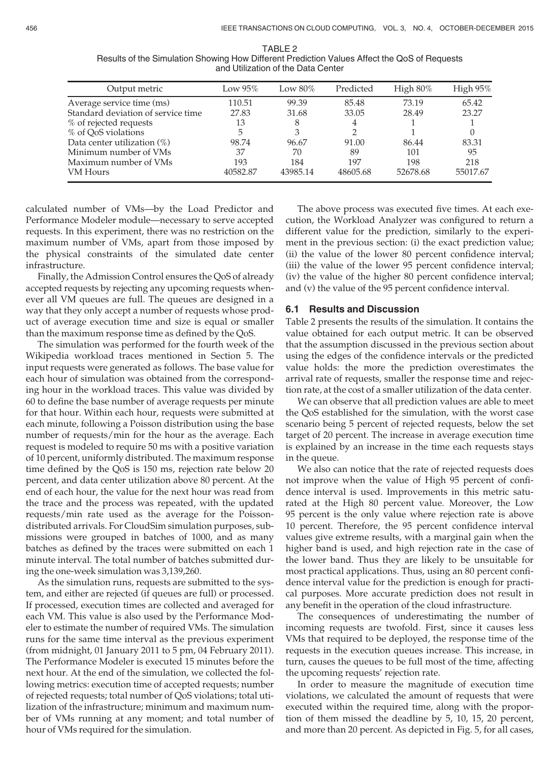TABLE 2
Results of the Simulation Showing How Different Prediction Values Affect the QoS of Requests and Utilization of the Data Center

| Output metric | Low 95% | Low 80% | Predicted | High 80% | High 95% |
|---|---|---|---|---|---|
| Average service time (ms) | 110.51 | 99.39 | 85.48 | 73.19 | 65.42 |
| Standard deviation of service time | 27.83 | 31.68 | 33.05 | 28.49 | 23.27 |
| % of rejected requests | 13 | 8 | 4 | 1 | 1 |
| % of QoS violations | 5 | 3 | 2 | 1 | 0 |
| Data center utilization (%) | 98.74 | 96.67 | 91.00 | 86.44 | 83.31 |
| Minimum number of VMs | 37 | 70 | 89 | 101 | 95 |
| Maximum number of VMs | 193 | 184 | 197 | 198 | 218 |
| VM Hours | 40582.87 | 43985.14 | 48605.68 | 52678.68 | 55017.67 |

calculated number of VMs—by the Load Predictor and Performance Modeler module—necessary to serve accepted requests. In this experiment, there was no restriction on the maximum number of VMs, apart from those imposed by the physical constraints of the simulated date center infrastructure.

Finally, the Admission Control ensures the QoS of already accepted requests by rejecting any upcoming requests whenever all VM queues are full. The queues are designed in a way that they only accept a number of requests whose product of average execution time and size is equal or smaller than the maximum response time as defined by the QoS.

The simulation was performed for the fourth week of the Wikipedia workload traces mentioned in Section 5. The input requests were generated as follows. The base value for each hour of simulation was obtained from the corresponding hour in the workload traces. This value was divided by 60 to define the base number of average requests per minute for that hour. Within each hour, requests were submitted at each minute, following a Poisson distribution using the base number of requests/min for the hour as the average. Each request is modeled to require 50 ms with a positive variation of 10 percent, uniformly distributed. The maximum response time defined by the QoS is 150 ms, rejection rate below 20 percent, and data center utilization above 80 percent. At the end of each hour, the value for the next hour was read from the trace and the process was repeated, with the updated requests/min rate used as the average for the Poisson-distributed arrivals. For CloudSim simulation purposes, submissions were grouped in batches of 1000, and as many batches as defined by the traces were submitted on each 1 minute interval. The total number of batches submitted during the one-week simulation was 3,139,260.

As the simulation runs, requests are submitted to the system, and either are rejected (if queues are full) or processed. If processed, execution times are collected and averaged for each VM. This value is also used by the Performance Modeler to estimate the number of required VMs. The simulation runs for the same time interval as the previous experiment (from midnight, 01 January 2011 to 5 pm, 04 February 2011). The Performance Modeler is executed 15 minutes before the next hour. At the end of the simulation, we collected the following metrics: execution time of accepted requests; number of rejected requests; total number of QoS violations; total utilization of the infrastructure; minimum and maximum number of VMs running at any moment; and total number of hour of VMs required for the simulation.

The above process was executed five times. At each execution, the Workload Analyzer was configured to return a different value for the prediction, similarly to the experiment in the previous section: (i) the exact prediction value; (ii) the value of the lower 80 percent confidence interval; (iii) the value of the lower 95 percent confidence interval; (iv) the value of the higher 80 percent confidence interval; and (v) the value of the 95 percent confidence interval.

### 6.1 Results and Discussion

Table 2 presents the results of the simulation. It contains the value obtained for each output metric. It can be observed that the assumption discussed in the previous section about using the edges of the confidence intervals or the predicted value holds: the more the prediction overestimates the arrival rate of requests, smaller the response time and rejection rate, at the cost of a smaller utilization of the data center.

We can observe that all prediction values are able to meet the QoS established for the simulation, with the worst case scenario being 5 percent of rejected requests, below the set target of 20 percent. The increase in average execution time is explained by an increase in the time each requests stays in the queue.

We also can notice that the rate of rejected requests does not improve when the value of High 95 percent of confidence interval is used. Improvements in this metric saturated at the High 80 percent value. Moreover, the Low 95 percent is the only value where rejection rate is above 10 percent. Therefore, the 95 percent confidence interval values give extreme results, with a marginal gain when the higher band is used, and high rejection rate in the case of the lower band. Thus they are likely to be unsuitable for most practical applications. Thus, using an 80 percent confidence interval value for the prediction is enough for practical purposes. More accurate prediction does not result in any benefit in the operation of the cloud infrastructure.

The consequences of underestimating the number of incoming requests are twofold. First, since it causes less VMs that required to be deployed, the response time of the requests in the execution queues increase. This increase, in turn, causes the queues to be full most of the time, affecting the upcoming requests' rejection rate.

In order to measure the magnitude of execution time violations, we calculated the amount of requests that were executed within the required time, along with the proportion of them missed the deadline by 5, 10, 15, 20 percent, and more than 20 percent. As depicted in Fig. 5, for all cases,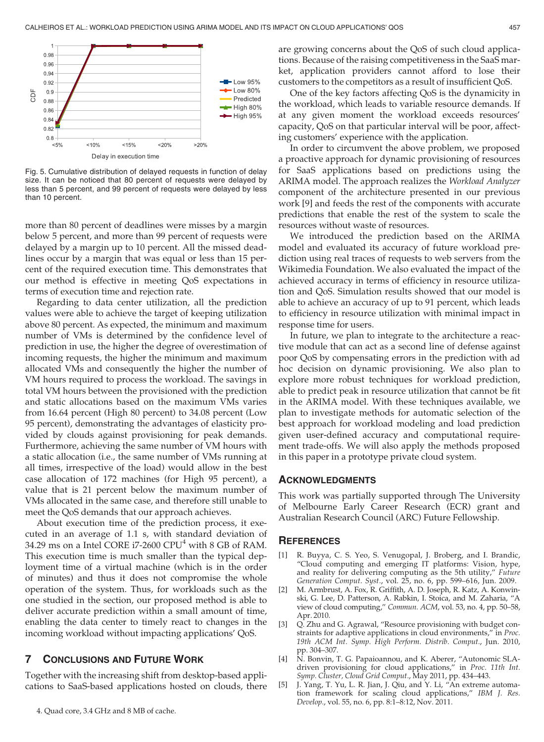Fig. 5. Cumulative distribution of delayed requests in function of delay size. It can be noticed that 80 percent of requests were delayed by less than 5 percent, and 99 percent of requests were delayed by less than 10 percent.

more than 80 percent of deadlines were misses by a margin below 5 percent, and more than 99 percent of requests were delayed by a margin up to 10 percent. All the missed deadlines occur by a margin that was equal or less than 15 percent of the required execution time. This demonstrates that our method is effective in meeting QoS expectations in terms of execution time and rejection rate.

Regarding to data center utilization, all the prediction values were able to achieve the target of keeping utilization above 80 percent. As expected, the minimum and maximum number of VMs is determined by the confidence level of prediction in use, the higher the degree of overestimation of incoming requests, the higher the minimum and maximum allocated VMs and consequently the higher the number of VM hours required to process the workload. The savings in total VM hours between the provisioned with the prediction and static allocations based on the maximum VMs varies from 16.64 percent (High 80 percent) to 34.08 percent (Low 95 percent), demonstrating the advantages of elasticity provided by clouds against provisioning for peak demands. Furthermore, achieving the same number of VM hours with a static allocation (i.e., the same number of VMs running at all times, irrespective of the load) would allow in the best case allocation of 172 machines (for High 95 percent), a value that is 21 percent below the maximum number of VMs allocated in the same case, and therefore still unable to meet the QoS demands that our approach achieves.

About execution time of the prediction process, it executed in an average of 1.1 s, with standard deviation of 34.29 ms on a Intel CORE i7-2600 CPU[4] with 8 GB of RAM. This execution time is much smaller than the typical deployment time of a virtual machine (which is in the order of minutes) and thus it does not compromise the whole operation of the system. Thus, for workloads such as the one studied in the section, our proposed method is able to deliver accurate prediction within a small amount of time, enabling the data center to timely react to changes in the incoming workload without impacting applications' QoS.

## 7 Conclusions and Future Work

Together with the increasing shift from desktop-based applications to SaaS-based applications hosted on clouds, there are growing concerns about the QoS of such cloud applications. Because of the raising competitiveness in the SaaS market, application providers cannot afford to lose their customers to the competitors as a result of insufficient QoS.

One of the key factors affecting QoS is the dynamicity in the workload, which leads to variable resource demands. If at any given moment the workload exceeds resources' capacity, QoS on that particular interval will be poor, affecting customers' experience with the application.

In order to circumvent the above problem, we proposed a proactive approach for dynamic provisioning of resources for SaaS applications based on predictions using the ARIMA model. The approach realizes the *Workload Analyzer* component of the architecture presented in our previous work [9] and feeds the rest of the components with accurate predictions that enable the rest of the system to scale the resources without waste of resources.

We introduced the prediction based on the ARIMA model and evaluated its accuracy of future workload prediction using real traces of requests to web servers from the Wikimedia Foundation. We also evaluated the impact of the achieved accuracy in terms of efficiency in resource utilization and QoS. Simulation results showed that our model is able to achieve an accuracy of up to 91 percent, which leads to efficiency in resource utilization with minimal impact in response time for users.

In future, we plan to integrate to the architecture a reactive module that can act as a second line of defense against poor QoS by compensating errors in the prediction with ad hoc decision on dynamic provisioning. We also plan to explore more robust techniques for workload prediction, able to predict peak in resource utilization that cannot be fit in the ARIMA model. With these techniques available, we plan to investigate methods for automatic selection of the best approach for workload modeling and load prediction given user-defined accuracy and computational requirement trade-offs. We will also apply the methods proposed in this paper in a prototype private cloud system.

## Acknowledgments

This work was partially supported through The University of Melbourne Early Career Research (ECR) grant and Australian Research Council (ARC) Future Fellowship.

## References

[1] R. Buyya, C. S. Yeo, S. Venugopal, J. Broberg, and I. Brandic, "Cloud computing and emerging IT platforms: Vision, hype, and reality for delivering computing as the 5th utility," *Future Generation Comput. Syst.*, vol. 25, no. 6, pp. 599–616, Jun. 2009.

[2] M. Armbrust, A. Fox, R. Griffith, A. D. Joseph, R. Katz, A. Konwinski, G. Lee, D. Patterson, A. Rabkin, I. Stoica, and M. Zaharia, "A view of cloud computing," *Commun. ACM*, vol. 53, no. 4, pp. 50–58, Apr. 2010.

[3] Q. Zhu and G. Agrawal, "Resource provisioning with budget constraints for adaptive applications in cloud environments," in *Proc. 19th ACM Int. Symp. High Perform. Distrib. Comput.*, Jun. 2010, pp. 304–307.

[4] N. Bonvin, T. G. Papaioannou, and K. Aberer, "Autonomic SLA-driven provisioning for cloud applications," in *Proc. 11th Int. Symp. Cluster, Cloud Grid Comput.*, May 2011, pp. 434–443.

[5] J. Yang, T. Yu, L. R. Jian, J. Qiu, and Y. Li, "An extreme automation framework for scaling cloud applications," *IBM J. Res. Develop.*, vol. 55, no. 6, pp. 8:1–8:12, Nov. 2011.

4. Quad core, 3.4 GHz and 8 MB of cache.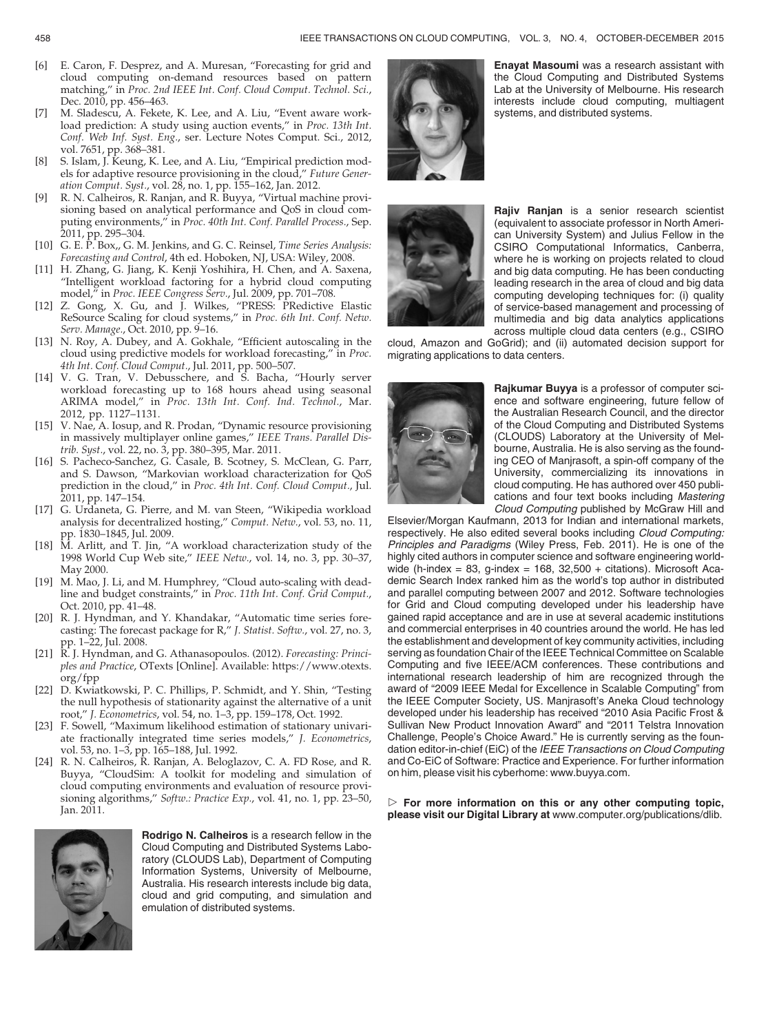[6] E. Caron, F. Desprez, and A. Muresan, "Forecasting for grid and cloud computing on-demand resources based on pattern matching," in *Proc. 2nd IEEE Int. Conf. Cloud Comput. Technol. Sci.*, Dec. 2010, pp. 456–463.

[7] M. Sladescu, A. Fekete, K. Lee, and A. Liu, "Event aware workload prediction: A study using auction events," in *Proc. 13th Int. Conf. Web Inf. Syst. Eng.*, ser. Lecture Notes Comput. Sci., 2012, vol. 7651, pp. 368–381.

[8] S. Islam, J. Keung, K. Lee, and A. Liu, "Empirical prediction models for adaptive resource provisioning in the cloud," *Future Generation Comput. Syst.*, vol. 28, no. 1, pp. 155–162, Jan. 2012.

[9] R. N. Calheiros, R. Ranjan, and R. Buyya, "Virtual machine provisioning based on analytical performance and QoS in cloud computing environments," in *Proc. 40th Int. Conf. Parallel Process.*, Sep. 2011, pp. 295–304.

[10] G. E. P. Box,, G. M. Jenkins, and G. C. Reinsel, *Time Series Analysis: Forecasting and Control*, 4th ed. Hoboken, NJ, USA: Wiley, 2008.

[11] H. Zhang, G. Jiang, K. Kenji Yoshihira, H. Chen, and A. Saxena, "Intelligent workload factoring for a hybrid cloud computing model," in *Proc. IEEE Congress Serv.*, Jul. 2009, pp. 701–708.

[12] Z. Gong, X. Gu, and J. Wilkes, "PRESS: PRedictive Elastic ReSource Scaling for cloud systems," in *Proc. 6th Int. Conf. Netw. Serv. Manage.*, Oct. 2010, pp. 9–16.

[13] N. Roy, A. Dubey, and A. Gokhale, "Efficient autoscaling in the cloud using predictive models for workload forecasting," in *Proc. 4th Int. Conf. Cloud Comput.*, Jul. 2011, pp. 500–507.

[14] V. G. Tran, V. Debusschere, and S. Bacha, "Hourly server workload forecasting up to 168 hours ahead using seasonal ARIMA model," in *Proc. 13th Int. Conf. Ind. Technol.*, Mar. 2012, pp. 1127–1131.

[15] V. Nae, A. Iosup, and R. Prodan, "Dynamic resource provisioning in massively multiplayer online games," *IEEE Trans. Parallel Distrib. Syst.*, vol. 22, no. 3, pp. 380–395, Mar. 2011.

[16] S. Pacheco-Sanchez, G. Casale, B. Scotney, S. McClean, G. Parr, and S. Dawson, "Markovian workload characterization for QoS prediction in the cloud," in *Proc. 4th Int. Conf. Cloud Comput.*, Jul. 2011, pp. 147–154.

[17] G. Urdaneta, G. Pierre, and M. van Steen, "Wikipedia workload analysis for decentralized hosting," *Comput. Netw.*, vol. 53, no. 11, pp. 1830–1845, Jul. 2009.

[18] M. Arlitt, and T. Jin, "A workload characterization study of the 1998 World Cup Web site," *IEEE Netw.*, vol. 14, no. 3, pp. 30–37, May 2000.

[19] M. Mao, J. Li, and M. Humphrey, "Cloud auto-scaling with deadline and budget constraints," in *Proc. 11th Int. Conf. Grid Comput.*, Oct. 2010, pp. 41–48.

[20] R. J. Hyndman, and Y. Khandakar, "Automatic time series forecasting: The forecast package for R," *J. Statist. Softw.*, vol. 27, no. 3, pp. 1–22, Jul. 2008.

[21] R. J. Hyndman, and G. Athanasopoulos. (2012). *Forecasting: Principles and Practice*, OTexts [Online]. Available: https://www.otexts.org/fpp

[22] D. Kwiatkowski, P. C. Phillips, P. Schmidt, and Y. Shin, "Testing the null hypothesis of stationarity against the alternative of a unit root," *J. Econometrics*, vol. 54, no. 1–3, pp. 159–178, Oct. 1992.

[23] F. Sowell, "Maximum likelihood estimation of stationary univariate fractionally integrated time series models," *J. Econometrics*, vol. 53, no. 1–3, pp. 165–188, Jul. 1992.

[24] R. N. Calheiros, R. Ranjan, A. Beloglazov, C. A. FD Rose, and R. Buyya, "CloudSim: A toolkit for modeling and simulation of cloud computing environments and evaluation of resource provisioning algorithms," *Softw.: Practice Exp.*, vol. 41, no. 1, pp. 23–50, Jan. 2011.

**Rodrigo N. Calheiros** is a research fellow in the Cloud Computing and Distributed Systems Laboratory (CLOUDS Lab), Department of Computing Information Systems, University of Melbourne, Australia. His research interests include big data, cloud and grid computing, and simulation and emulation of distributed systems.

**Enayat Masoumi** was a research assistant with the Cloud Computing and Distributed Systems Lab at the University of Melbourne. His research interests include cloud computing, multiagent systems, and distributed systems.

**Rajiv Ranjan** is a senior research scientist (equivalent to associate professor in North American University System) and Julius Fellow in the CSIRO Computational Informatics, Canberra, where he is working on projects related to cloud and big data computing. He has been conducting leading research in the area of cloud and big data computing developing techniques for: (i) quality of service-based management and processing of multimedia and big data analytics applications across multiple cloud data centers (e.g., CSIRO cloud, Amazon and GoGrid); and (ii) automated decision support for migrating applications to data centers.

**Rajkumar Buyya** is a professor of computer science and software engineering, future fellow of the Australian Research Council, and the director of the Cloud Computing and Distributed Systems (CLOUDS) Laboratory at the University of Melbourne, Australia. He is also serving as the founding CEO of Manjrasoft, a spin-off company of the University, commercializing its innovations in cloud computing. He has authored over 450 publications and four text books including *Mastering Cloud Computing* published by McGraw Hill and Elsevier/Morgan Kaufmann, 2013 for Indian and international markets, respectively. He also edited several books including *Cloud Computing: Principles and Paradigms* (Wiley Press, Feb. 2011). He is one of the highly cited authors in computer science and software engineering worldwide (h-index = 83, g-index = 168, 32,500 + citations). Microsoft Academic Search Index ranked him as the world's top author in distributed and parallel computing between 2007 and 2012. Software technologies for Grid and Cloud computing developed under his leadership have gained rapid acceptance and are in use at several academic institutions and commercial enterprises in 40 countries around the world. He has led the establishment and development of key community activities, including serving as foundation Chair of the IEEE Technical Committee on Scalable Computing and five IEEE/ACM conferences. These contributions and international research leadership of him are recognized through the award of "2009 IEEE Medal for Excellence in Scalable Computing" from the IEEE Computer Society, US. Manjrasoft's Aneka Cloud technology developed under his leadership has received "2010 Asia Pacific Frost & Sullivan New Product Innovation Award" and "2011 Telstra Innovation Challenge, People's Choice Award." He is currently serving as the foundation editor-in-chief (EiC) of the *IEEE Transactions on Cloud Computing* and Co-EiC of Software: Practice and Experience. For further information on him, please visit his cyberhome: www.buyya.com.

▷ **For more information on this or any other computing topic, please visit our Digital Library at** www.computer.org/publications/dlib.